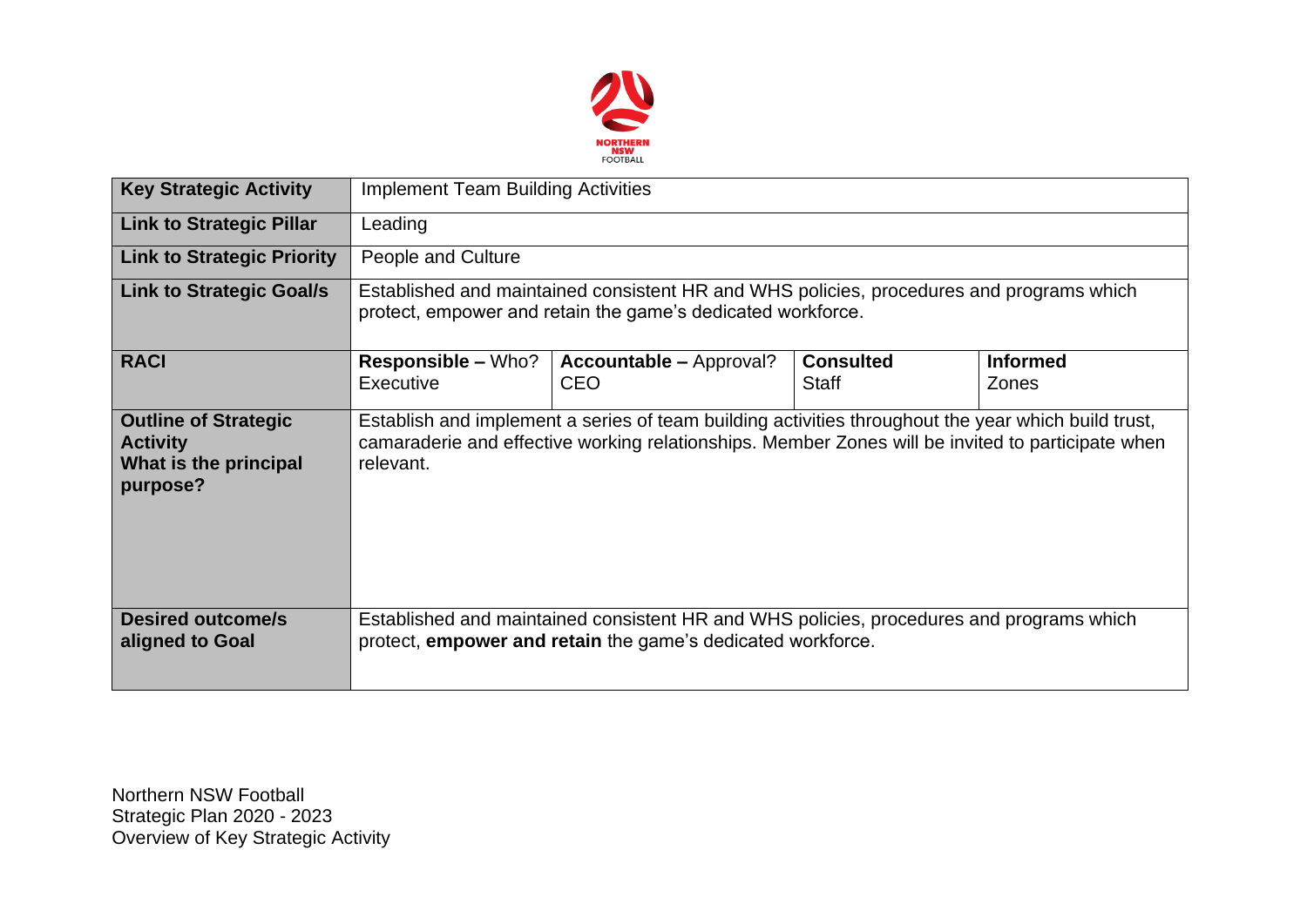| Key Strategic Activity | Implement Team Building Activities | | | |
|---|---|---|---|---|
| **Link to Strategic Pillar** | Leading | | | |
| **Link to Strategic Priority** | People and Culture | | | |
| **Link to Strategic Goal/s** | Established and maintained consistent HR and WHS policies, procedures and programs which protect, empower and retain the game's dedicated workforce. | | | |
| **RACI** | **Responsible –** Who?<br>Executive | **Accountable –** Approval?<br>CEO | **Consulted**<br>Staff | **Informed**<br>Zones |
| **Outline of Strategic Activity<br>What is the principal purpose?** | Establish and implement a series of team building activities throughout the year which build trust, camaraderie and effective working relationships. Member Zones will be invited to participate when relevant. | | | |
| **Desired outcome/s aligned to Goal** | Established and maintained consistent HR and WHS policies, procedures and programs which protect, **empower and retain** the game's dedicated workforce. | | | |

Northern NSW Football
Strategic Plan 2020 - 2023
Overview of Key Strategic Activity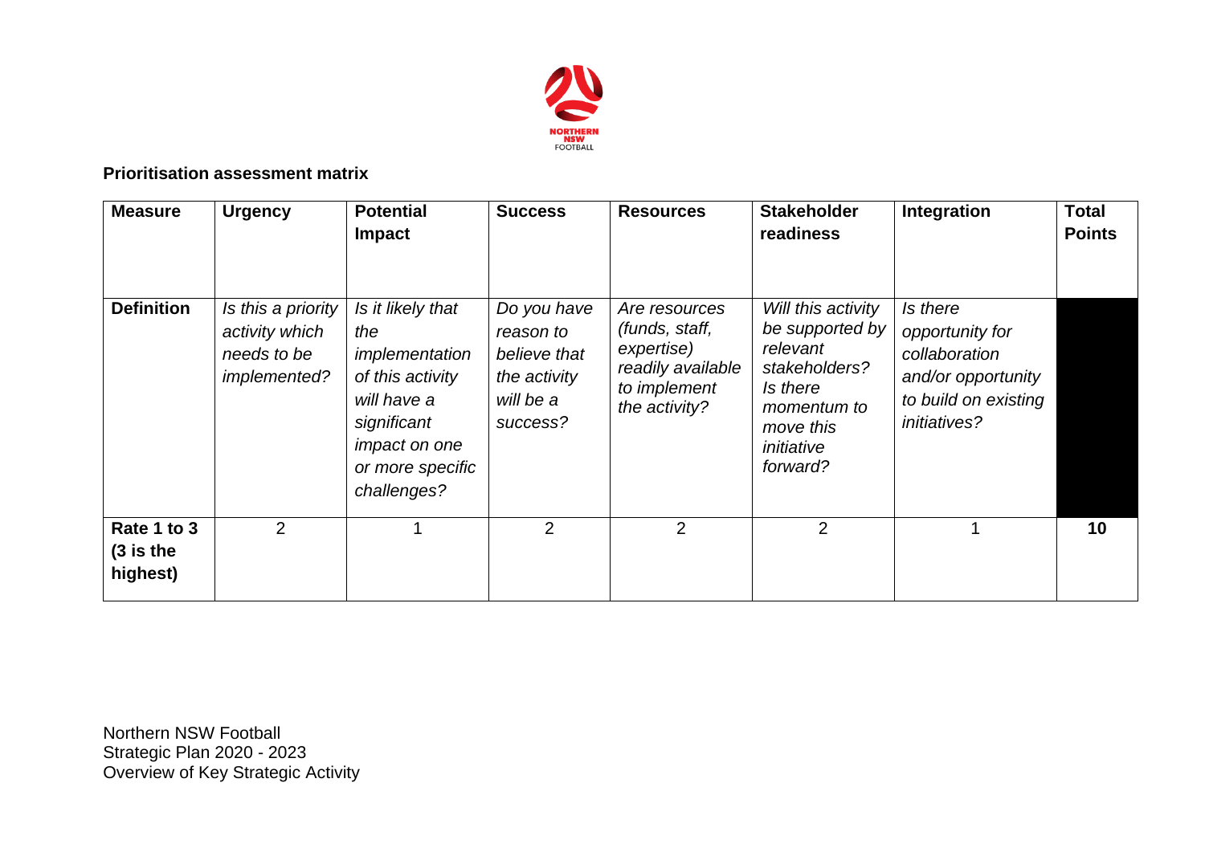**Prioritisation assessment matrix**

| Measure | Urgency | Potential Impact | Success | Resources | Stakeholder readiness | Integration | Total Points |
|---|---|---|---|---|---|---|---|
| **Definition** | *Is this a priority activity which needs to be implemented?* | *Is it likely that the implementation of this activity will have a significant impact on one or more specific challenges?* | *Do you have reason to believe that the activity will be a success?* | *Are resources (funds, staff, expertise) readily available to implement the activity?* | *Will this activity be supported by relevant stakeholders? Is there momentum to move this initiative forward?* | *Is there opportunity for collaboration and/or opportunity to build on existing initiatives?* | |
| **Rate 1 to 3 (3 is the highest)** | 2 | 1 | 2 | 2 | 2 | 1 | **10** |

Northern NSW Football
Strategic Plan 2020 - 2023
Overview of Key Strategic Activity